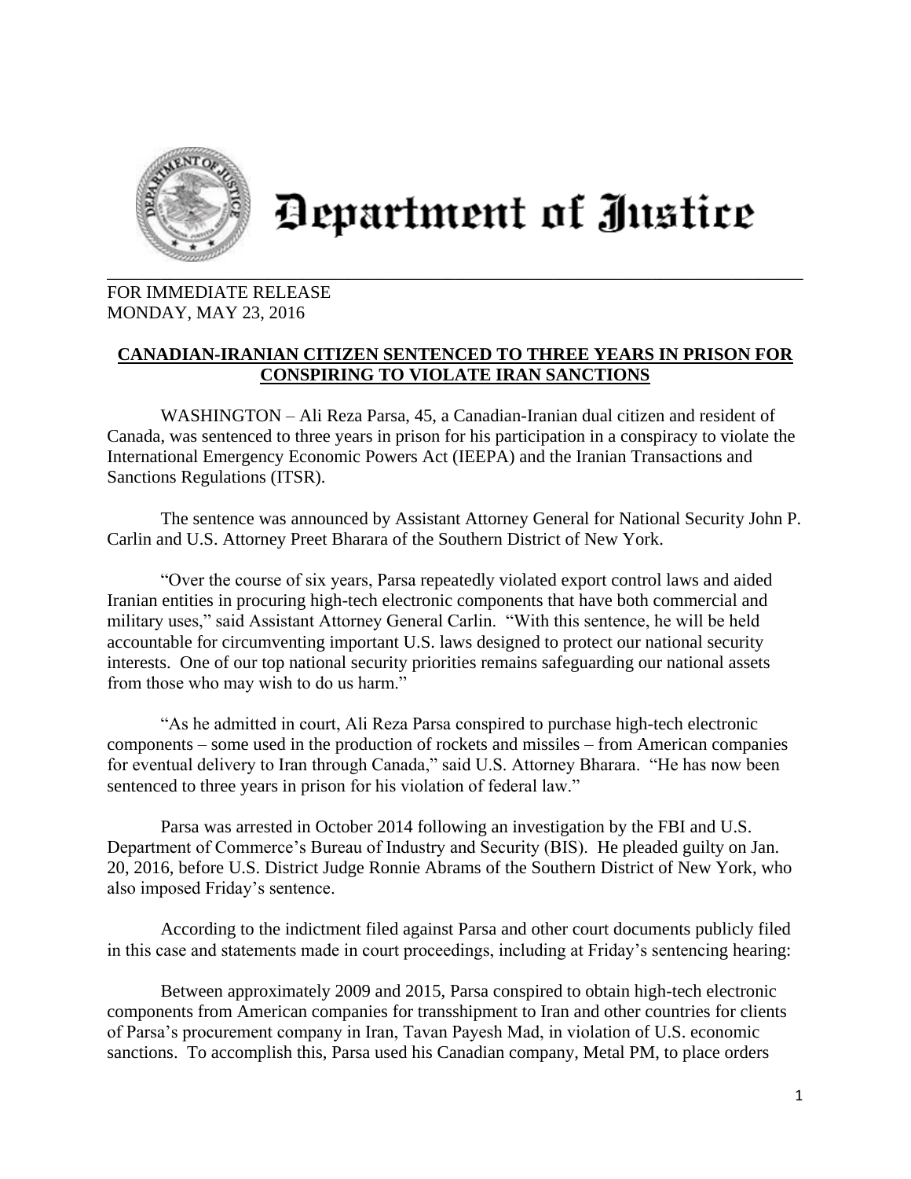# Department of Justice

FOR IMMEDIATE RELEASE
MONDAY, MAY 23, 2016

## CANADIAN-IRANIAN CITIZEN SENTENCED TO THREE YEARS IN PRISON FOR CONSPIRING TO VIOLATE IRAN SANCTIONS

WASHINGTON – Ali Reza Parsa, 45, a Canadian-Iranian dual citizen and resident of Canada, was sentenced to three years in prison for his participation in a conspiracy to violate the International Emergency Economic Powers Act (IEEPA) and the Iranian Transactions and Sanctions Regulations (ITSR).

The sentence was announced by Assistant Attorney General for National Security John P. Carlin and U.S. Attorney Preet Bharara of the Southern District of New York.

"Over the course of six years, Parsa repeatedly violated export control laws and aided Iranian entities in procuring high-tech electronic components that have both commercial and military uses," said Assistant Attorney General Carlin. "With this sentence, he will be held accountable for circumventing important U.S. laws designed to protect our national security interests. One of our top national security priorities remains safeguarding our national assets from those who may wish to do us harm."

"As he admitted in court, Ali Reza Parsa conspired to purchase high-tech electronic components – some used in the production of rockets and missiles – from American companies for eventual delivery to Iran through Canada," said U.S. Attorney Bharara. "He has now been sentenced to three years in prison for his violation of federal law."

Parsa was arrested in October 2014 following an investigation by the FBI and U.S. Department of Commerce's Bureau of Industry and Security (BIS). He pleaded guilty on Jan. 20, 2016, before U.S. District Judge Ronnie Abrams of the Southern District of New York, who also imposed Friday's sentence.

According to the indictment filed against Parsa and other court documents publicly filed in this case and statements made in court proceedings, including at Friday's sentencing hearing:

Between approximately 2009 and 2015, Parsa conspired to obtain high-tech electronic components from American companies for transshipment to Iran and other countries for clients of Parsa's procurement company in Iran, Tavan Payesh Mad, in violation of U.S. economic sanctions. To accomplish this, Parsa used his Canadian company, Metal PM, to place orders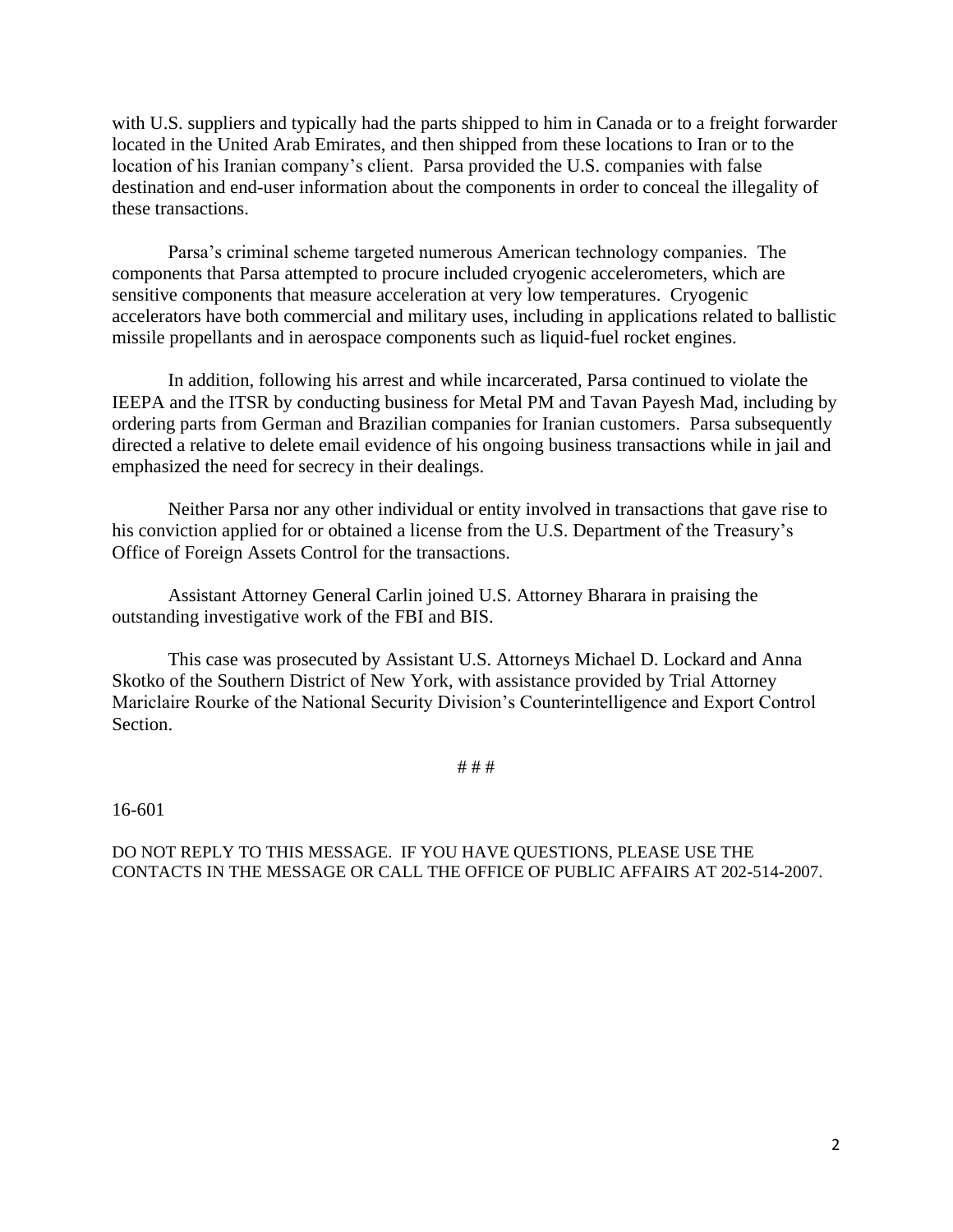with U.S. suppliers and typically had the parts shipped to him in Canada or to a freight forwarder located in the United Arab Emirates, and then shipped from these locations to Iran or to the location of his Iranian company's client. Parsa provided the U.S. companies with false destination and end-user information about the components in order to conceal the illegality of these transactions.

Parsa's criminal scheme targeted numerous American technology companies. The components that Parsa attempted to procure included cryogenic accelerometers, which are sensitive components that measure acceleration at very low temperatures. Cryogenic accelerators have both commercial and military uses, including in applications related to ballistic missile propellants and in aerospace components such as liquid-fuel rocket engines.

In addition, following his arrest and while incarcerated, Parsa continued to violate the IEEPA and the ITSR by conducting business for Metal PM and Tavan Payesh Mad, including by ordering parts from German and Brazilian companies for Iranian customers. Parsa subsequently directed a relative to delete email evidence of his ongoing business transactions while in jail and emphasized the need for secrecy in their dealings.

Neither Parsa nor any other individual or entity involved in transactions that gave rise to his conviction applied for or obtained a license from the U.S. Department of the Treasury's Office of Foreign Assets Control for the transactions.

Assistant Attorney General Carlin joined U.S. Attorney Bharara in praising the outstanding investigative work of the FBI and BIS.

This case was prosecuted by Assistant U.S. Attorneys Michael D. Lockard and Anna Skotko of the Southern District of New York, with assistance provided by Trial Attorney Mariclaire Rourke of the National Security Division's Counterintelligence and Export Control Section.

# # #

16-601

DO NOT REPLY TO THIS MESSAGE. IF YOU HAVE QUESTIONS, PLEASE USE THE CONTACTS IN THE MESSAGE OR CALL THE OFFICE OF PUBLIC AFFAIRS AT 202-514-2007.